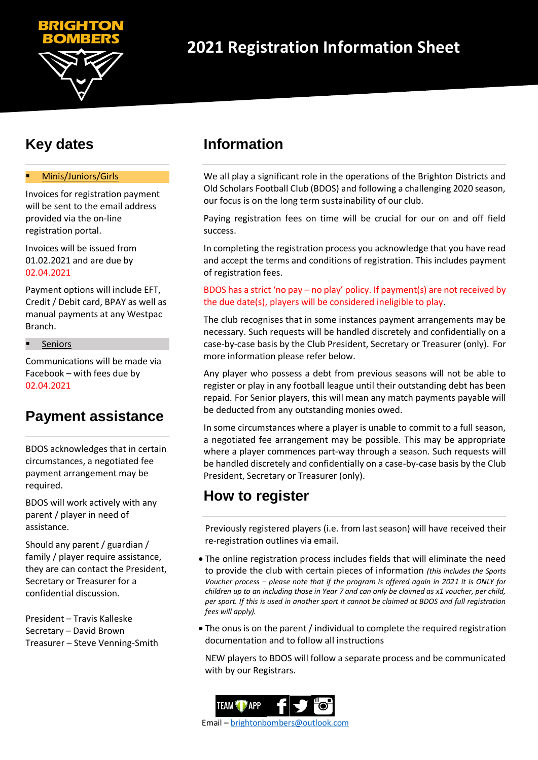BRIGHTON BOMBERS

# 2021 Registration Information Sheet

## Key dates

- Minis/Juniors/Girls

Invoices for registration payment will be sent to the email address provided via the on-line registration portal.

Invoices will be issued from 01.02.2021 and are due by 02.04.2021

Payment options will include EFT, Credit / Debit card, BPAY as well as manual payments at any Westpac Branch.

- Seniors

Communications will be made via Facebook – with fees due by 02.04.2021

## Payment assistance

BDOS acknowledges that in certain circumstances, a negotiated fee payment arrangement may be required.

BDOS will work actively with any parent / player in need of assistance.

Should any parent / guardian / family / player require assistance, they are can contact the President, Secretary or Treasurer for a confidential discussion.

President – Travis Kalleske
Secretary – David Brown
Treasurer – Steve Venning-Smith

## Information

We all play a significant role in the operations of the Brighton Districts and Old Scholars Football Club (BDOS) and following a challenging 2020 season, our focus is on the long term sustainability of our club.

Paying registration fees on time will be crucial for our on and off field success.

In completing the registration process you acknowledge that you have read and accept the terms and conditions of registration. This includes payment of registration fees.

BDOS has a strict 'no pay – no play' policy. If payment(s) are not received by the due date(s), players will be considered ineligible to play.

The club recognises that in some instances payment arrangements may be necessary. Such requests will be handled discretely and confidentially on a case-by-case basis by the Club President, Secretary or Treasurer (only). For more information please refer below.

Any player who possess a debt from previous seasons will not be able to register or play in any football league until their outstanding debt has been repaid. For Senior players, this will mean any match payments payable will be deducted from any outstanding monies owed.

In some circumstances where a player is unable to commit to a full season, a negotiated fee arrangement may be possible. This may be appropriate where a player commences part-way through a season. Such requests will be handled discretely and confidentially on a case-by-case basis by the Club President, Secretary or Treasurer (only).

## How to register

Previously registered players (i.e. from last season) will have received their re-registration outlines via email.

- The online registration process includes fields that will eliminate the need to provide the club with certain pieces of information *(this includes the Sports Voucher process – please note that if the program is offered again in 2021 it is ONLY for children up to an including those in Year 7 and can only be claimed as x1 voucher, per child, per sport. If this is used in another sport it cannot be claimed at BDOS and full registration fees will apply).*
- The onus is on the parent / individual to complete the required registration documentation and to follow all instructions

NEW players to BDOS will follow a separate process and be communicated with by our Registrars.

Email – brightonbombers@outlook.com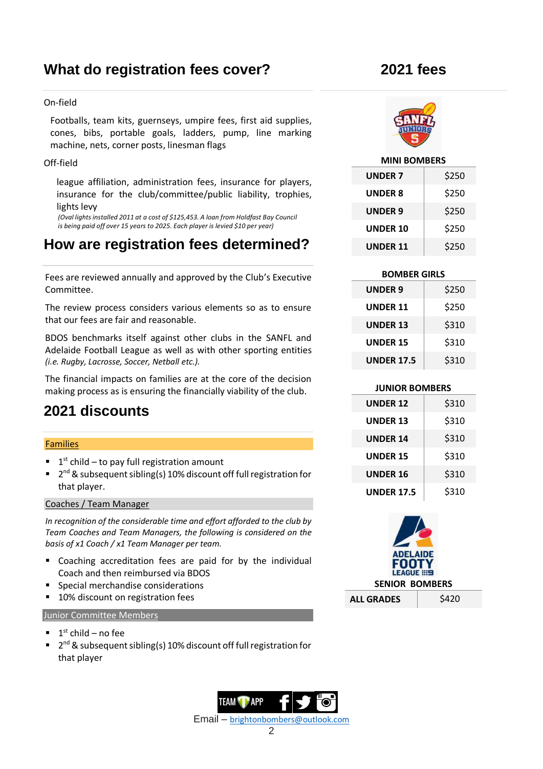## What do registration fees cover?

On-field

Footballs, team kits, guernseys, umpire fees, first aid supplies, cones, bibs, portable goals, ladders, pump, line marking machine, nets, corner posts, linesman flags

Off-field

league affiliation, administration fees, insurance for players, insurance for the club/committee/public liability, trophies, lights levy

*(Oval lights installed 2011 at a cost of $125,453. A loan from Holdfast Bay Council is being paid off over 15 years to 2025. Each player is levied $10 per year)*

## How are registration fees determined?

Fees are reviewed annually and approved by the Club's Executive Committee.

The review process considers various elements so as to ensure that our fees are fair and reasonable.

BDOS benchmarks itself against other clubs in the SANFL and Adelaide Football League as well as with other sporting entities *(i.e. Rugby, Lacrosse, Soccer, Netball etc.).*

The financial impacts on families are at the core of the decision making process as is ensuring the financially viability of the club.

## 2021 discounts

**Families**

- 1st child – to pay full registration amount
- 2nd & subsequent sibling(s) 10% discount off full registration for that player.

**Coaches / Team Manager**

*In recognition of the considerable time and effort afforded to the club by Team Coaches and Team Managers, the following is considered on the basis of x1 Coach / x1 Team Manager per team.*

- Coaching accreditation fees are paid for by the individual Coach and then reimbursed via BDOS
- Special merchandise considerations
- 10% discount on registration fees

**Junior Committee Members**

- 1st child – no fee
- 2nd & subsequent sibling(s) 10% discount off full registration for that player

## 2021 fees

**MINI BOMBERS**

| | |
|---|---|
| **UNDER 7** | $250 |
| **UNDER 8** | $250 |
| **UNDER 9** | $250 |
| **UNDER 10** | $250 |
| **UNDER 11** | $250 |

**BOMBER GIRLS**

| | |
|---|---|
| **UNDER 9** | $250 |
| **UNDER 11** | $250 |
| **UNDER 13** | $310 |
| **UNDER 15** | $310 |
| **UNDER 17.5** | $310 |

**JUNIOR BOMBERS**

| | |
|---|---|
| **UNDER 12** | $310 |
| **UNDER 13** | $310 |
| **UNDER 14** | $310 |
| **UNDER 15** | $310 |
| **UNDER 16** | $310 |
| **UNDER 17.5** | $310 |

**SENIOR BOMBERS**

| | |
|---|---|
| **ALL GRADES** | $420 |

Email – brightonbombers@outlook.com